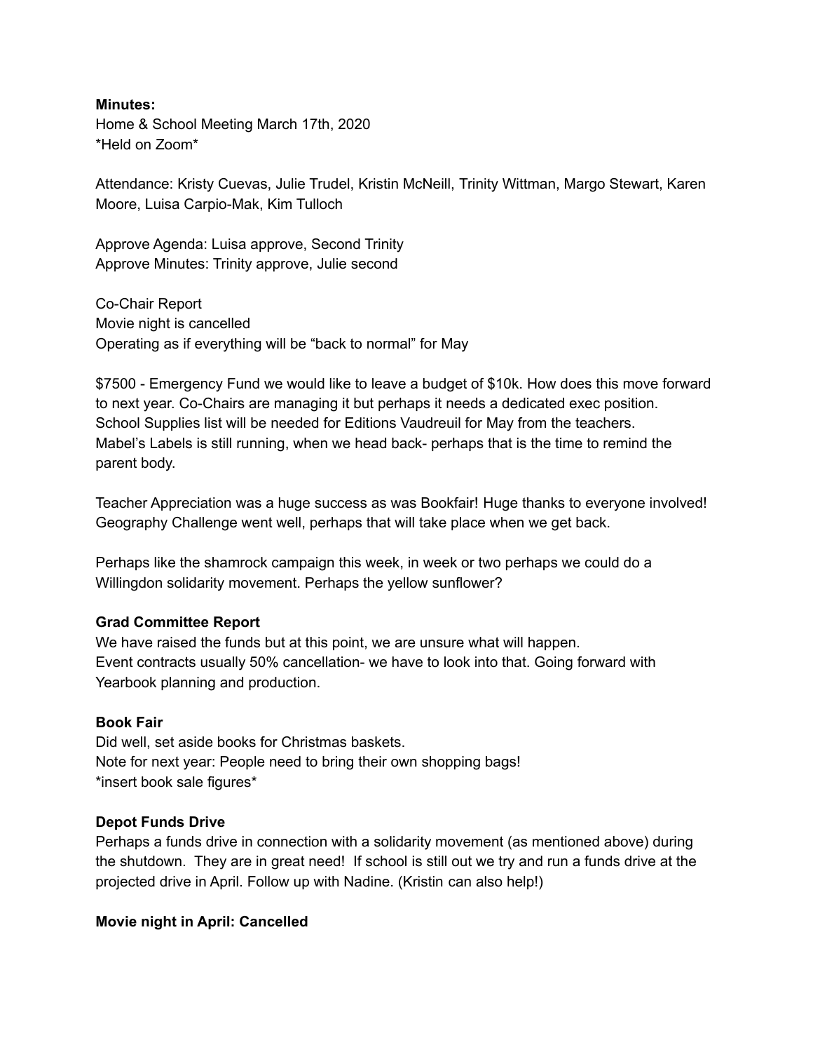**Minutes:**
Home & School Meeting March 17th, 2020
*Held on Zoom*

Attendance: Kristy Cuevas, Julie Trudel, Kristin McNeill, Trinity Wittman, Margo Stewart, Karen Moore, Luisa Carpio-Mak, Kim Tulloch

Approve Agenda: Luisa approve, Second Trinity
Approve Minutes: Trinity approve, Julie second

Co-Chair Report
Movie night is cancelled
Operating as if everything will be "back to normal" for May

$7500 - Emergency Fund we would like to leave a budget of $10k. How does this move forward to next year. Co-Chairs are managing it but perhaps it needs a dedicated exec position.
School Supplies list will be needed for Editions Vaudreuil for May from the teachers.
Mabel's Labels is still running, when we head back- perhaps that is the time to remind the parent body.

Teacher Appreciation was a huge success as was Bookfair! Huge thanks to everyone involved!
Geography Challenge went well, perhaps that will take place when we get back.

Perhaps like the shamrock campaign this week, in week or two perhaps we could do a Willingdon solidarity movement. Perhaps the yellow sunflower?

**Grad Committee Report**
We have raised the funds but at this point, we are unsure what will happen.
Event contracts usually 50% cancellation- we have to look into that. Going forward with Yearbook planning and production.

**Book Fair**
Did well, set aside books for Christmas baskets.
Note for next year: People need to bring their own shopping bags!
*insert book sale figures*

**Depot Funds Drive**
Perhaps a funds drive in connection with a solidarity movement (as mentioned above) during the shutdown. They are in great need! If school is still out we try and run a funds drive at the projected drive in April. Follow up with Nadine. (Kristin can also help!)

**Movie night in April: Cancelled**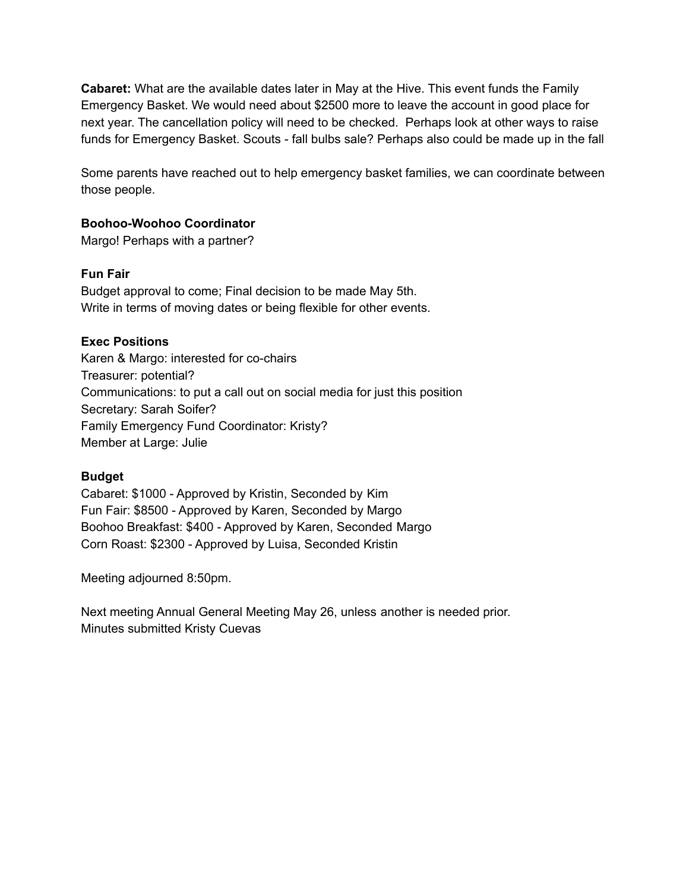**Cabaret:** What are the available dates later in May at the Hive. This event funds the Family Emergency Basket. We would need about $2500 more to leave the account in good place for next year. The cancellation policy will need to be checked. Perhaps look at other ways to raise funds for Emergency Basket. Scouts - fall bulbs sale? Perhaps also could be made up in the fall

Some parents have reached out to help emergency basket families, we can coordinate between those people.

**Boohoo-Woohoo Coordinator**
Margo! Perhaps with a partner?

**Fun Fair**
Budget approval to come; Final decision to be made May 5th.
Write in terms of moving dates or being flexible for other events.

**Exec Positions**
Karen & Margo: interested for co-chairs
Treasurer: potential?
Communications: to put a call out on social media for just this position
Secretary: Sarah Soifer?
Family Emergency Fund Coordinator: Kristy?
Member at Large: Julie

**Budget**
Cabaret: $1000 - Approved by Kristin, Seconded by Kim
Fun Fair: $8500 - Approved by Karen, Seconded by Margo
Boohoo Breakfast: $400 - Approved by Karen, Seconded Margo
Corn Roast: $2300 - Approved by Luisa, Seconded Kristin

Meeting adjourned 8:50pm.

Next meeting Annual General Meeting May 26, unless another is needed prior.
Minutes submitted Kristy Cuevas